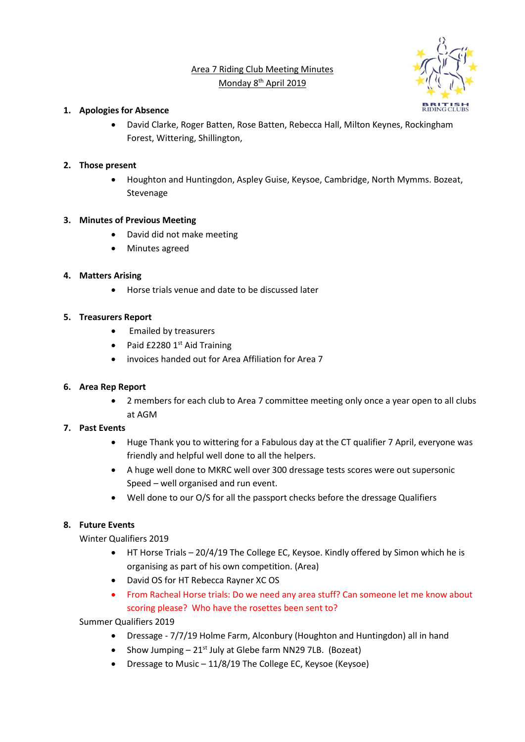# Area 7 Riding Club Meeting Minutes

## Monday 8th April 2019

1. **Apologies for Absence**
   - David Clarke, Roger Batten, Rose Batten, Rebecca Hall, Milton Keynes, Rockingham Forest, Wittering, Shillington,

2. **Those present**
   - Houghton and Huntingdon, Aspley Guise, Keysoe, Cambridge, North Mymms. Bozeat, Stevenage

3. **Minutes of Previous Meeting**
   - David did not make meeting
   - Minutes agreed

4. **Matters Arising**
   - Horse trials venue and date to be discussed later

5. **Treasurers Report**
   - Emailed by treasurers
   - Paid £2280 1st Aid Training
   - invoices handed out for Area Affiliation for Area 7

6. **Area Rep Report**
   - 2 members for each club to Area 7 committee meeting only once a year open to all clubs at AGM

7. **Past Events**
   - Huge Thank you to wittering for a Fabulous day at the CT qualifier 7 April, everyone was friendly and helpful well done to all the helpers.
   - A huge well done to MKRC well over 300 dressage tests scores were out supersonic Speed – well organised and run event.
   - Well done to our O/S for all the passport checks before the dressage Qualifiers

8. **Future Events**

   Winter Qualifiers 2019
   - HT Horse Trials – 20/4/19 The College EC, Keysoe. Kindly offered by Simon which he is organising as part of his own competition. (Area)
   - David OS for HT Rebecca Rayner XC OS
   - From Racheal Horse trials: Do we need any area stuff? Can someone let me know about scoring please? Who have the rosettes been sent to?

   Summer Qualifiers 2019
   - Dressage - 7/7/19 Holme Farm, Alconbury (Houghton and Huntingdon) all in hand
   - Show Jumping – 21st July at Glebe farm NN29 7LB. (Bozeat)
   - Dressage to Music – 11/8/19 The College EC, Keysoe (Keysoe)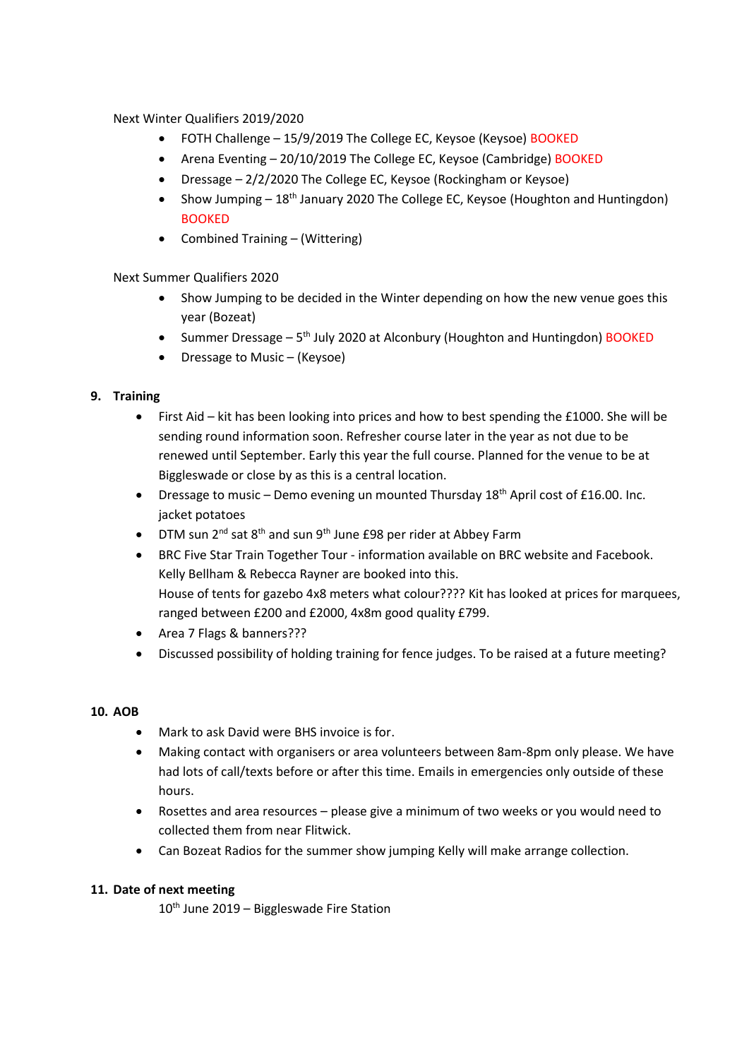Next Winter Qualifiers 2019/2020

- FOTH Challenge – 15/9/2019 The College EC, Keysoe (Keysoe) BOOKED
- Arena Eventing – 20/10/2019 The College EC, Keysoe (Cambridge) BOOKED
- Dressage – 2/2/2020 The College EC, Keysoe (Rockingham or Keysoe)
- Show Jumping – 18th January 2020 The College EC, Keysoe (Houghton and Huntingdon) BOOKED
- Combined Training – (Wittering)

Next Summer Qualifiers 2020

- Show Jumping to be decided in the Winter depending on how the new venue goes this year (Bozeat)
- Summer Dressage – 5th July 2020 at Alconbury (Houghton and Huntingdon) BOOKED
- Dressage to Music – (Keysoe)

## 9. Training

- First Aid – kit has been looking into prices and how to best spending the £1000. She will be sending round information soon. Refresher course later in the year as not due to be renewed until September. Early this year the full course. Planned for the venue to be at Biggleswade or close by as this is a central location.
- Dressage to music – Demo evening un mounted Thursday 18th April cost of £16.00. Inc. jacket potatoes
- DTM sun 2nd sat 8th and sun 9th June £98 per rider at Abbey Farm
- BRC Five Star Train Together Tour - information available on BRC website and Facebook. Kelly Bellham & Rebecca Rayner are booked into this.
  House of tents for gazebo 4x8 meters what colour???? Kit has looked at prices for marquees, ranged between £200 and £2000, 4x8m good quality £799.
- Area 7 Flags & banners???
- Discussed possibility of holding training for fence judges. To be raised at a future meeting?

## 10. AOB

- Mark to ask David were BHS invoice is for.
- Making contact with organisers or area volunteers between 8am-8pm only please. We have had lots of call/texts before or after this time. Emails in emergencies only outside of these hours.
- Rosettes and area resources – please give a minimum of two weeks or you would need to collected them from near Flitwick.
- Can Bozeat Radios for the summer show jumping Kelly will make arrange collection.

## 11. Date of next meeting

10th June 2019 – Biggleswade Fire Station